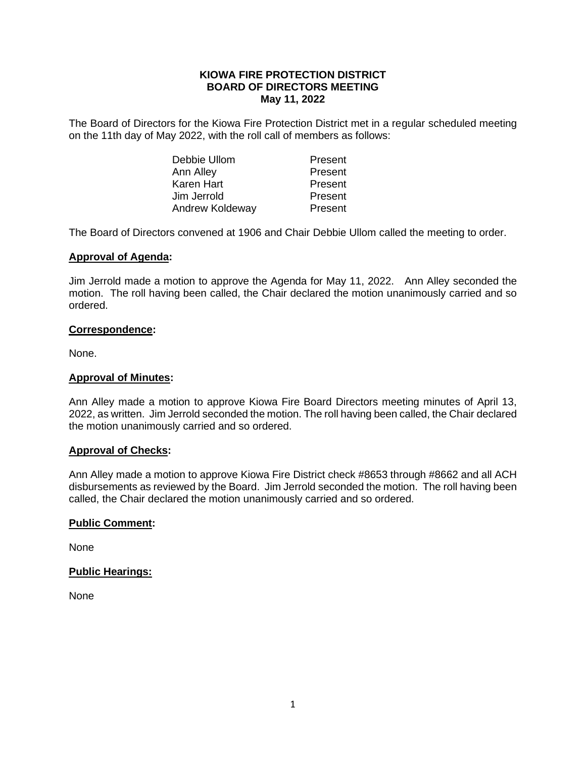**KIOWA FIRE PROTECTION DISTRICT**
**BOARD OF DIRECTORS MEETING**
**May 11, 2022**

The Board of Directors for the Kiowa Fire Protection District met in a regular scheduled meeting on the 11th day of May 2022, with the roll call of members as follows:

| | |
|---|---|
| Debbie Ullom | Present |
| Ann Alley | Present |
| Karen Hart | Present |
| Jim Jerrold | Present |
| Andrew Koldeway | Present |

The Board of Directors convened at 1906 and Chair Debbie Ullom called the meeting to order.

**Approval of Agenda:**

Jim Jerrold made a motion to approve the Agenda for May 11, 2022. Ann Alley seconded the motion. The roll having been called, the Chair declared the motion unanimously carried and so ordered.

**Correspondence:**

None.

**Approval of Minutes:**

Ann Alley made a motion to approve Kiowa Fire Board Directors meeting minutes of April 13, 2022, as written. Jim Jerrold seconded the motion. The roll having been called, the Chair declared the motion unanimously carried and so ordered.

**Approval of Checks:**

Ann Alley made a motion to approve Kiowa Fire District check #8653 through #8662 and all ACH disbursements as reviewed by the Board. Jim Jerrold seconded the motion. The roll having been called, the Chair declared the motion unanimously carried and so ordered.

**Public Comment:**

None

**Public Hearings:**

None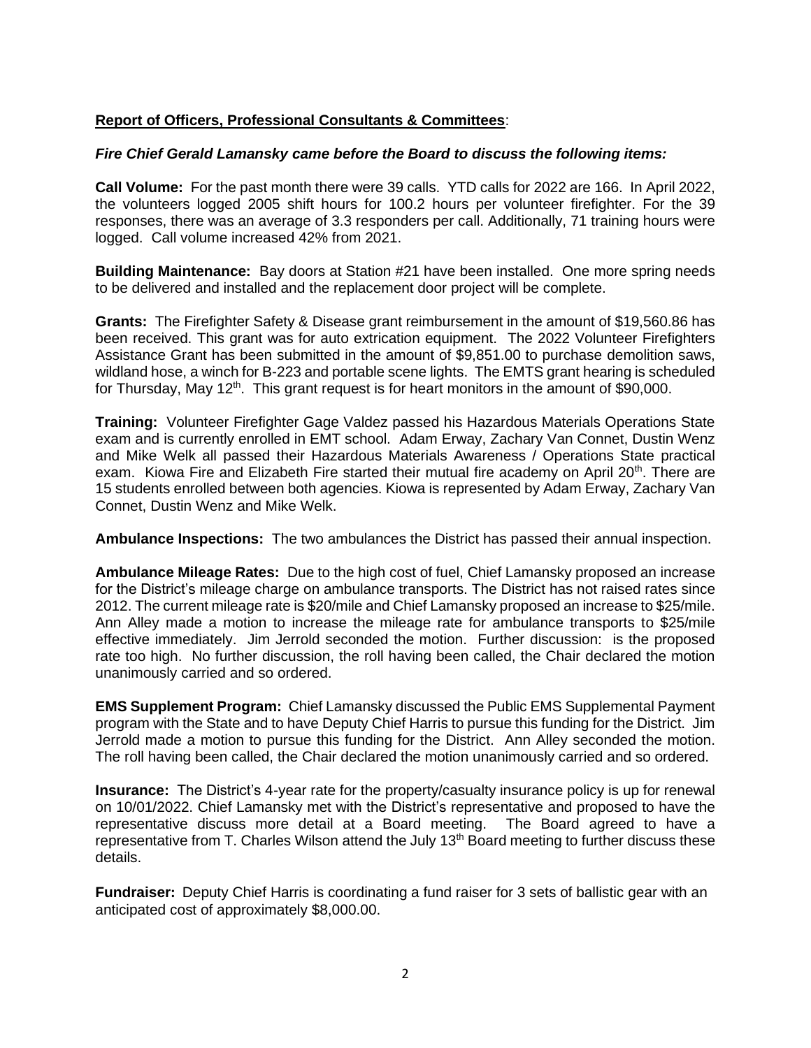**<u>Report of Officers, Professional Consultants & Committees</u>**:

***Fire Chief Gerald Lamansky came before the Board to discuss the following items:***

**Call Volume:** For the past month there were 39 calls. YTD calls for 2022 are 166. In April 2022, the volunteers logged 2005 shift hours for 100.2 hours per volunteer firefighter. For the 39 responses, there was an average of 3.3 responders per call. Additionally, 71 training hours were logged. Call volume increased 42% from 2021.

**Building Maintenance:** Bay doors at Station #21 have been installed. One more spring needs to be delivered and installed and the replacement door project will be complete.

**Grants:** The Firefighter Safety & Disease grant reimbursement in the amount of $19,560.86 has been received. This grant was for auto extrication equipment. The 2022 Volunteer Firefighters Assistance Grant has been submitted in the amount of $9,851.00 to purchase demolition saws, wildland hose, a winch for B-223 and portable scene lights. The EMTS grant hearing is scheduled for Thursday, May 12th. This grant request is for heart monitors in the amount of $90,000.

**Training:** Volunteer Firefighter Gage Valdez passed his Hazardous Materials Operations State exam and is currently enrolled in EMT school. Adam Erway, Zachary Van Connet, Dustin Wenz and Mike Welk all passed their Hazardous Materials Awareness / Operations State practical exam. Kiowa Fire and Elizabeth Fire started their mutual fire academy on April 20th. There are 15 students enrolled between both agencies. Kiowa is represented by Adam Erway, Zachary Van Connet, Dustin Wenz and Mike Welk.

**Ambulance Inspections:** The two ambulances the District has passed their annual inspection.

**Ambulance Mileage Rates:** Due to the high cost of fuel, Chief Lamansky proposed an increase for the District's mileage charge on ambulance transports. The District has not raised rates since 2012. The current mileage rate is $20/mile and Chief Lamansky proposed an increase to $25/mile. Ann Alley made a motion to increase the mileage rate for ambulance transports to $25/mile effective immediately. Jim Jerrold seconded the motion. Further discussion: is the proposed rate too high. No further discussion, the roll having been called, the Chair declared the motion unanimously carried and so ordered.

**EMS Supplement Program:** Chief Lamansky discussed the Public EMS Supplemental Payment program with the State and to have Deputy Chief Harris to pursue this funding for the District. Jim Jerrold made a motion to pursue this funding for the District. Ann Alley seconded the motion. The roll having been called, the Chair declared the motion unanimously carried and so ordered.

**Insurance:** The District's 4-year rate for the property/casualty insurance policy is up for renewal on 10/01/2022. Chief Lamansky met with the District's representative and proposed to have the representative discuss more detail at a Board meeting. The Board agreed to have a representative from T. Charles Wilson attend the July 13th Board meeting to further discuss these details.

**Fundraiser:** Deputy Chief Harris is coordinating a fund raiser for 3 sets of ballistic gear with an anticipated cost of approximately $8,000.00.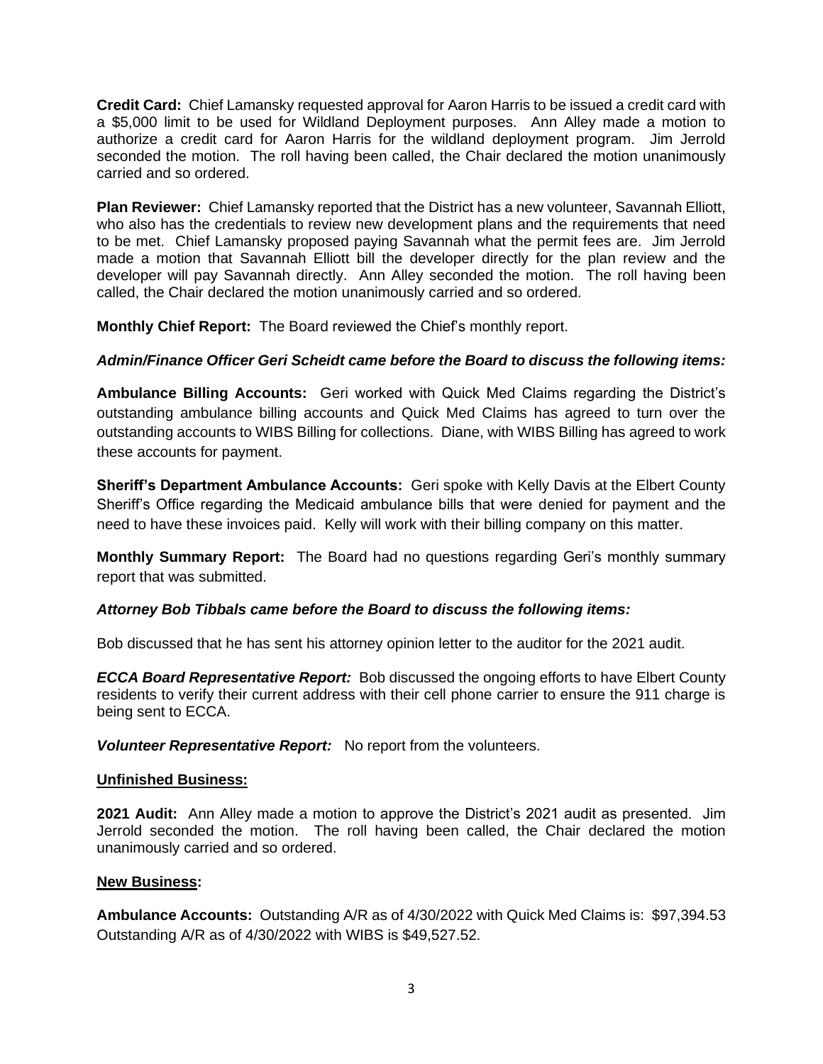**Credit Card:** Chief Lamansky requested approval for Aaron Harris to be issued a credit card with a $5,000 limit to be used for Wildland Deployment purposes. Ann Alley made a motion to authorize a credit card for Aaron Harris for the wildland deployment program. Jim Jerrold seconded the motion. The roll having been called, the Chair declared the motion unanimously carried and so ordered.

**Plan Reviewer:** Chief Lamansky reported that the District has a new volunteer, Savannah Elliott, who also has the credentials to review new development plans and the requirements that need to be met. Chief Lamansky proposed paying Savannah what the permit fees are. Jim Jerrold made a motion that Savannah Elliott bill the developer directly for the plan review and the developer will pay Savannah directly. Ann Alley seconded the motion. The roll having been called, the Chair declared the motion unanimously carried and so ordered.

**Monthly Chief Report:** The Board reviewed the Chief's monthly report.

***Admin/Finance Officer Geri Scheidt came before the Board to discuss the following items:***

**Ambulance Billing Accounts:** Geri worked with Quick Med Claims regarding the District's outstanding ambulance billing accounts and Quick Med Claims has agreed to turn over the outstanding accounts to WIBS Billing for collections. Diane, with WIBS Billing has agreed to work these accounts for payment.

**Sheriff's Department Ambulance Accounts:** Geri spoke with Kelly Davis at the Elbert County Sheriff's Office regarding the Medicaid ambulance bills that were denied for payment and the need to have these invoices paid. Kelly will work with their billing company on this matter.

**Monthly Summary Report:** The Board had no questions regarding Geri's monthly summary report that was submitted.

***Attorney Bob Tibbals came before the Board to discuss the following items:***

Bob discussed that he has sent his attorney opinion letter to the auditor for the 2021 audit.

***ECCA Board Representative Report:*** Bob discussed the ongoing efforts to have Elbert County residents to verify their current address with their cell phone carrier to ensure the 911 charge is being sent to ECCA.

***Volunteer Representative Report:*** No report from the volunteers.

**Unfinished Business:**

**2021 Audit:** Ann Alley made a motion to approve the District's 2021 audit as presented. Jim Jerrold seconded the motion. The roll having been called, the Chair declared the motion unanimously carried and so ordered.

**New Business:**

**Ambulance Accounts:** Outstanding A/R as of 4/30/2022 with Quick Med Claims is: $97,394.53 Outstanding A/R as of 4/30/2022 with WIBS is $49,527.52.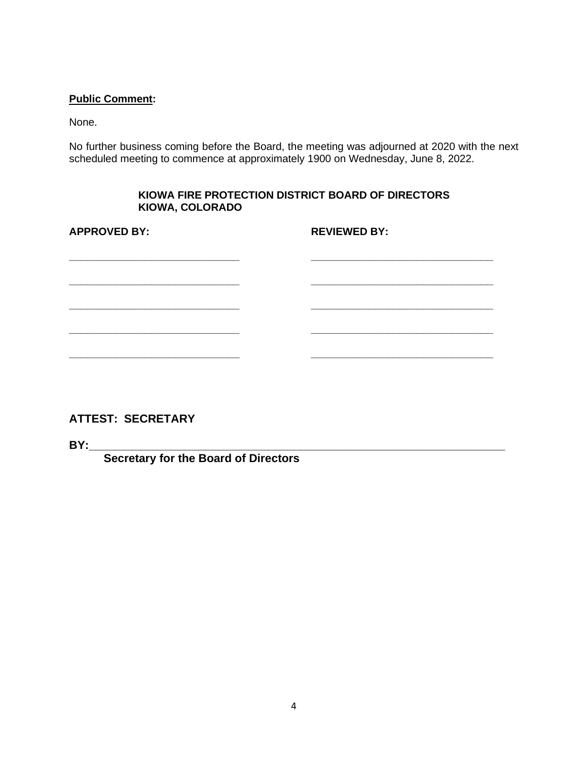**Public Comment:**

None.

No further business coming before the Board, the meeting was adjourned at 2020 with the next scheduled meeting to commence at approximately 1900 on Wednesday, June 8, 2022.

**KIOWA FIRE PROTECTION DISTRICT BOARD OF DIRECTORS**
**KIOWA, COLORADO**

| **APPROVED BY:** | **REVIEWED BY:** |
|---|---|
| ______________________________ | ______________________________ |
| ______________________________ | ______________________________ |
| ______________________________ | ______________________________ |
| ______________________________ | ______________________________ |
| ______________________________ | ______________________________ |

**ATTEST: SECRETARY**

**BY:**______________________________________________________________

**Secretary for the Board of Directors**